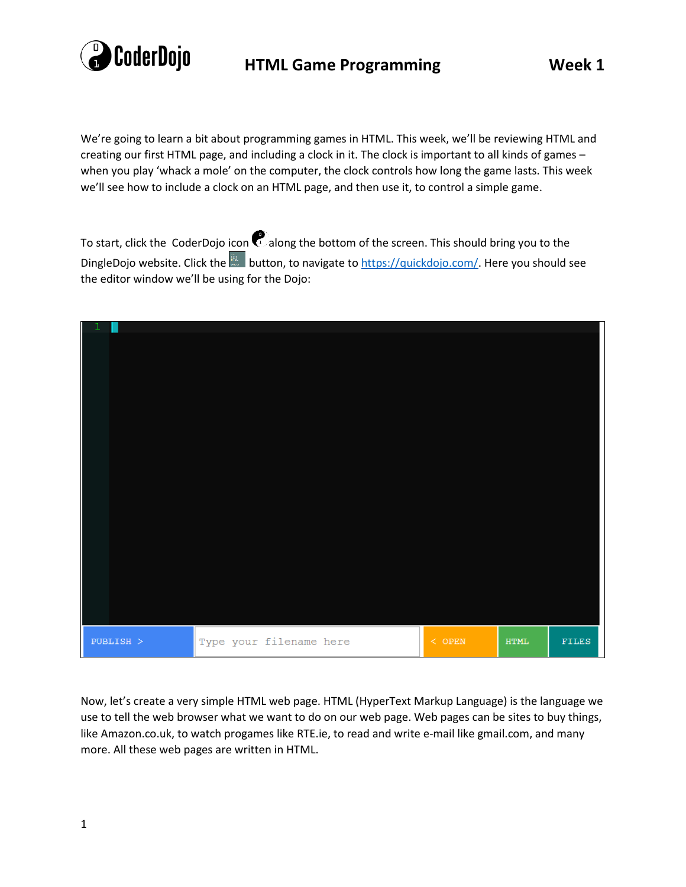# HTML Game Programming

## Week 1

We're going to learn a bit about programming games in HTML. This week, we'll be reviewing HTML and creating our first HTML page, and including a clock in it. The clock is important to all kinds of games – when you play 'whack a mole' on the computer, the clock controls how long the game lasts. This week we'll see how to include a clock on an HTML page, and then use it, to control a simple game.

To start, click the CoderDojo icon along the bottom of the screen. This should bring you to the DingleDojo website. Click the button, to navigate to [https://quickdojo.com/](https://quickdojo.com/). Here you should see the editor window we'll be using for the Dojo:

```
1 
```

PUBLISH > | Type your filename here | < OPEN | HTML | FILES

Now, let's create a very simple HTML web page. HTML (HyperText Markup Language) is the language we use to tell the web browser what we want to do on our web page. Web pages can be sites to buy things, like Amazon.co.uk, to watch progames like RTE.ie, to read and write e-mail like gmail.com, and many more. All these web pages are written in HTML.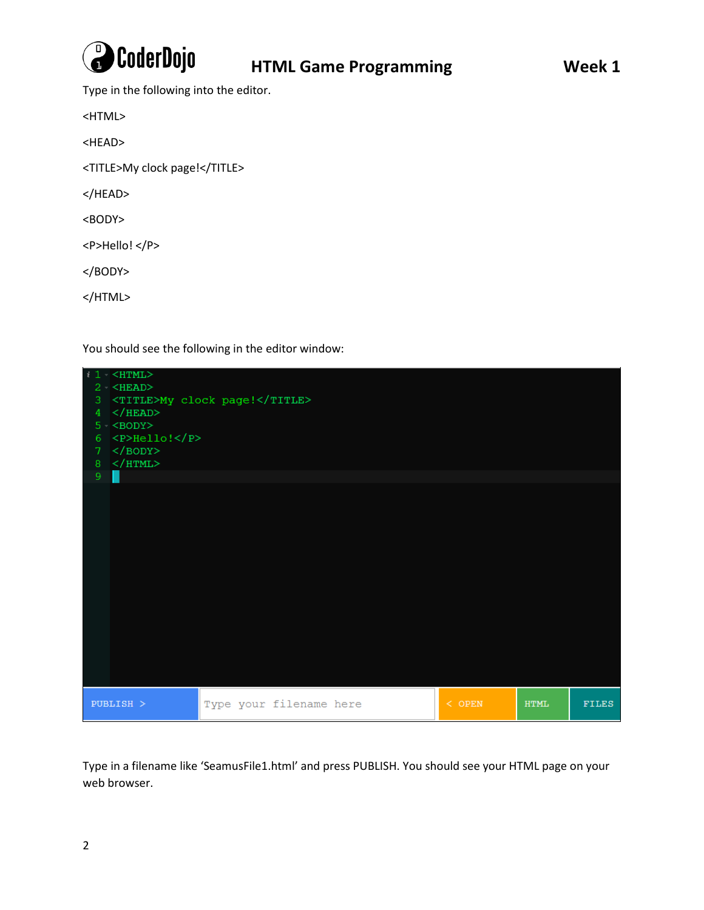Type in the following into the editor.

```
<HTML>

<HEAD>

<TITLE>My clock page!</TITLE>

</HEAD>

<BODY>

<P>Hello! </P>

</BODY>

</HTML>
```

You should see the following in the editor window:

```
1 <HTML>
2 <HEAD>
3 <TITLE>My clock page!</TITLE>
4 </HEAD>
5 <BODY>
6 <P>Hello!</P>
7 </BODY>
8 </HTML>
9
```

PUBLISH > | Type your filename here | < OPEN | HTML | FILES

Type in a filename like 'SeamusFile1.html' and press PUBLISH. You should see your HTML page on your web browser.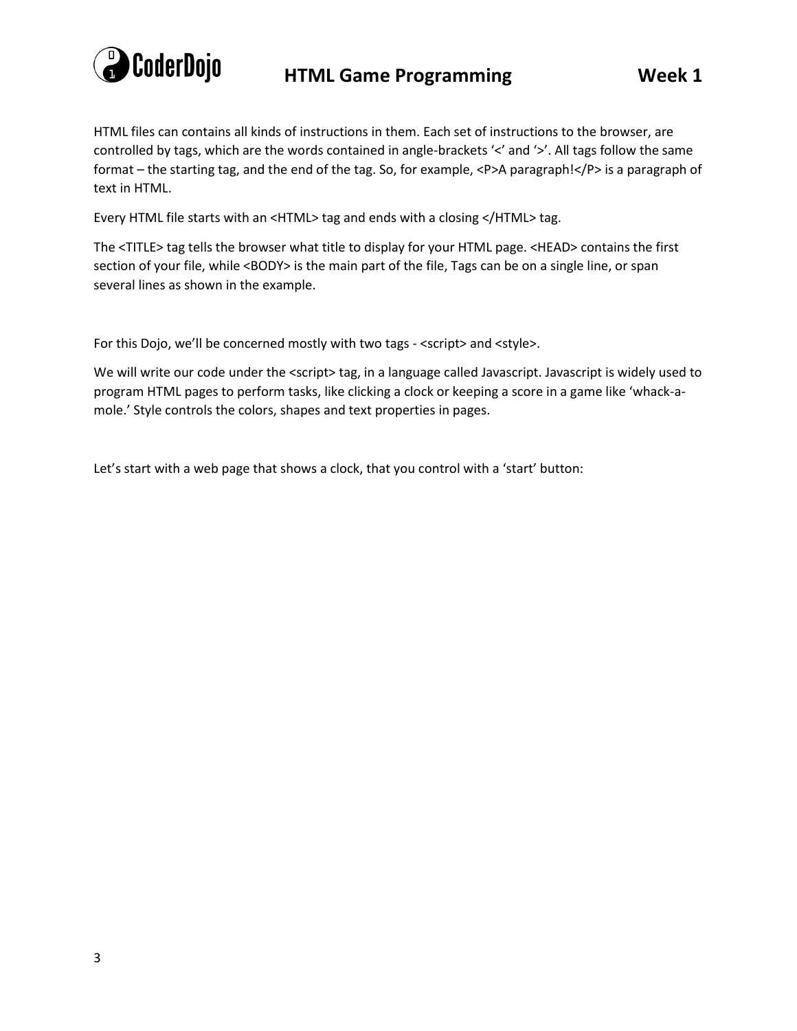HTML files can contains all kinds of instructions in them. Each set of instructions to the browser, are controlled by tags, which are the words contained in angle-brackets '<' and '>'. All tags follow the same format – the starting tag, and the end of the tag. So, for example, <P>A paragraph!</P> is a paragraph of text in HTML.

Every HTML file starts with an <HTML> tag and ends with a closing </HTML> tag.

The <TITLE> tag tells the browser what title to display for your HTML page. <HEAD> contains the first section of your file, while <BODY> is the main part of the file, Tags can be on a single line, or span several lines as shown in the example.

For this Dojo, we'll be concerned mostly with two tags - <script> and <style>.

We will write our code under the <script> tag, in a language called Javascript. Javascript is widely used to program HTML pages to perform tasks, like clicking a clock or keeping a score in a game like 'whack-a-mole.' Style controls the colors, shapes and text properties in pages.

Let's start with a web page that shows a clock, that you control with a 'start' button: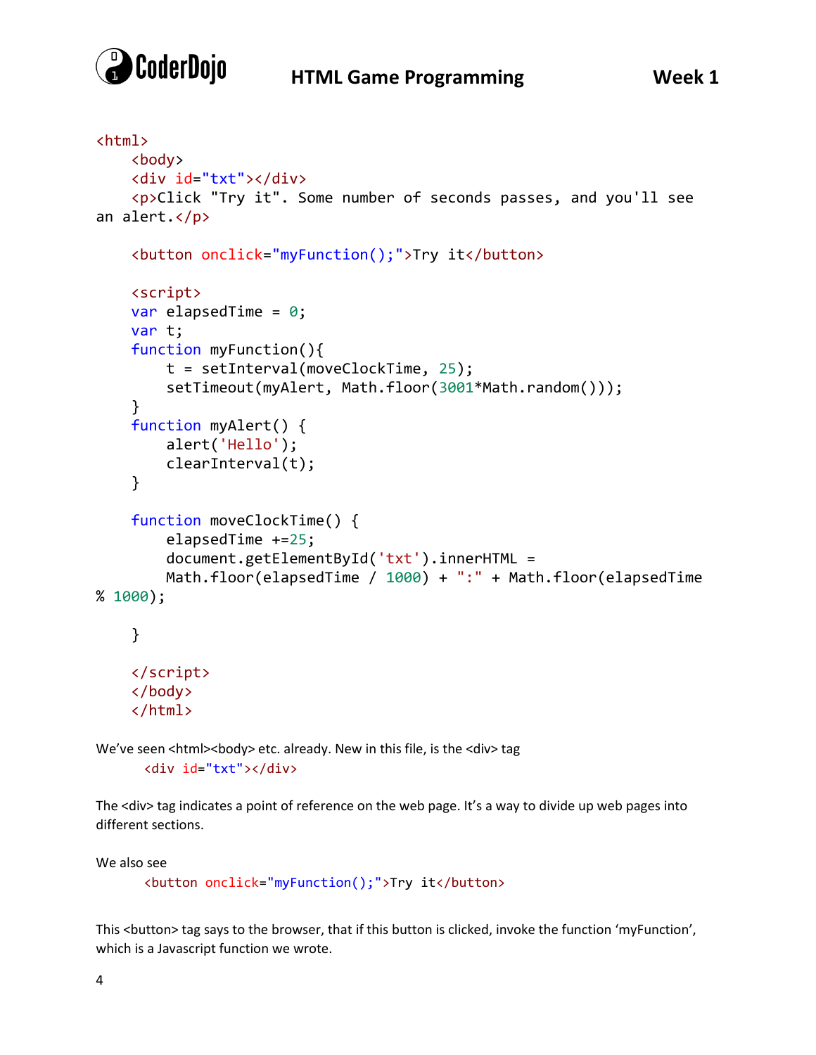```
<html>
    <body>
    <div id="txt"></div>
    <p>Click "Try it". Some number of seconds passes, and you'll see
an alert.</p>

    <button onclick="myFunction();">Try it</button>

    <script>
    var elapsedTime = 0;
    var t;
    function myFunction(){
        t = setInterval(moveClockTime, 25);
        setTimeout(myAlert, Math.floor(3001*Math.random()));
    }
    function myAlert() {
        alert('Hello');
        clearInterval(t);
    }

    function moveClockTime() {
        elapsedTime +=25;
        document.getElementById('txt').innerHTML =
        Math.floor(elapsedTime / 1000) + ":" + Math.floor(elapsedTime
% 1000);

    }

    </script>
    </body>
    </html>
```

We've seen <html><body> etc. already. New in this file, is the <div> tag

```
<div id="txt"></div>
```

The <div> tag indicates a point of reference on the web page. It's a way to divide up web pages into different sections.

We also see

```
<button onclick="myFunction();">Try it</button>
```

This <button> tag says to the browser, that if this button is clicked, invoke the function 'myFunction', which is a Javascript function we wrote.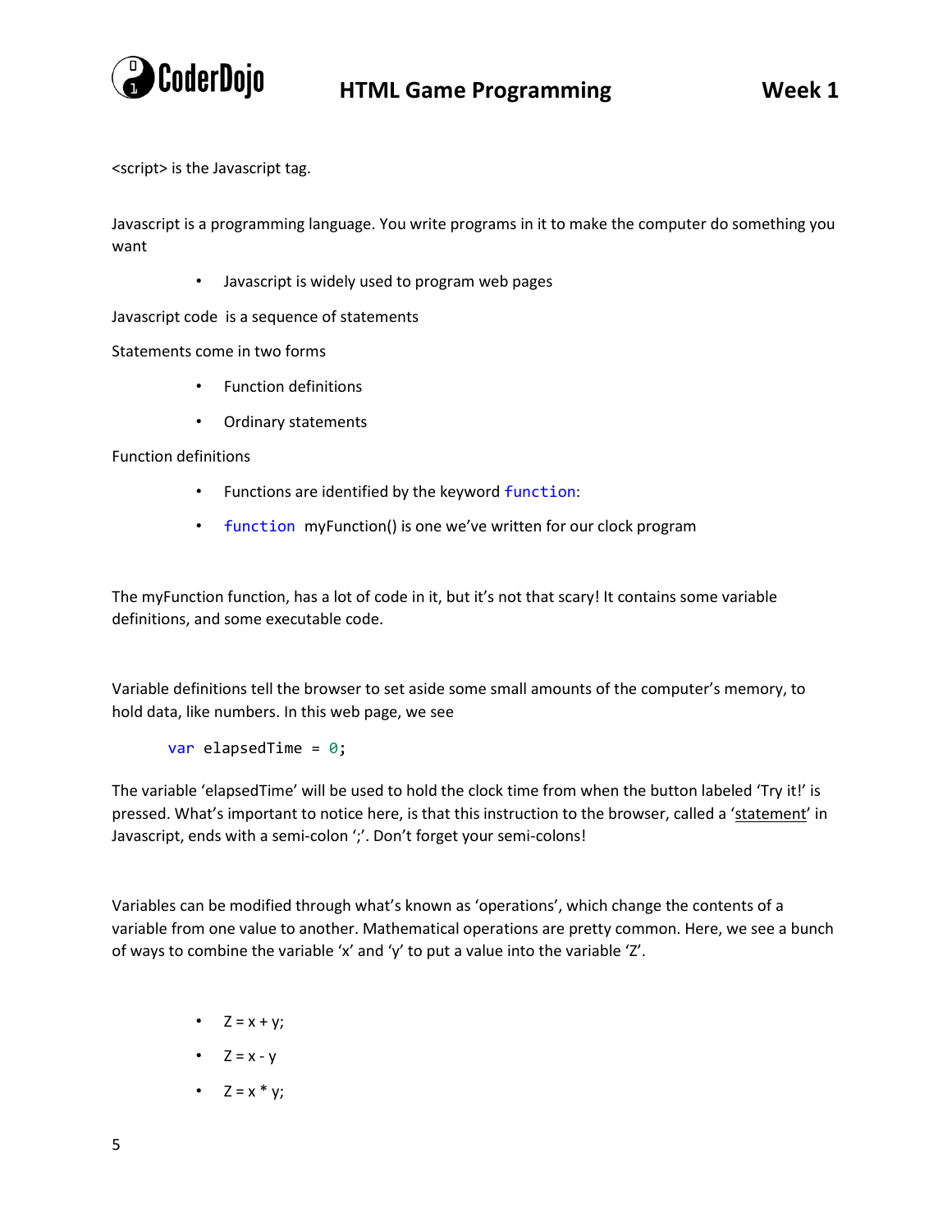<script> is the Javascript tag.

Javascript is a programming language. You write programs in it to make the computer do something you want

- Javascript is widely used to program web pages

Javascript code is a sequence of statements

Statements come in two forms

- Function definitions
- Ordinary statements

Function definitions

- Functions are identified by the keyword `function`:
- `function` myFunction() is one we've written for our clock program

The myFunction function, has a lot of code in it, but it's not that scary! It contains some variable definitions, and some executable code.

Variable definitions tell the browser to set aside some small amounts of the computer's memory, to hold data, like numbers. In this web page, we see

```
var elapsedTime = 0;
```

The variable 'elapsedTime' will be used to hold the clock time from when the button labeled 'Try it!' is pressed. What's important to notice here, is that this instruction to the browser, called a '<u>statement</u>' in Javascript, ends with a semi-colon ';'. Don't forget your semi-colons!

Variables can be modified through what's known as 'operations', which change the contents of a variable from one value to another. Mathematical operations are pretty common. Here, we see a bunch of ways to combine the variable 'x' and 'y' to put a value into the variable 'Z'.

- Z = x + y;
- Z = x - y
- Z = x * y;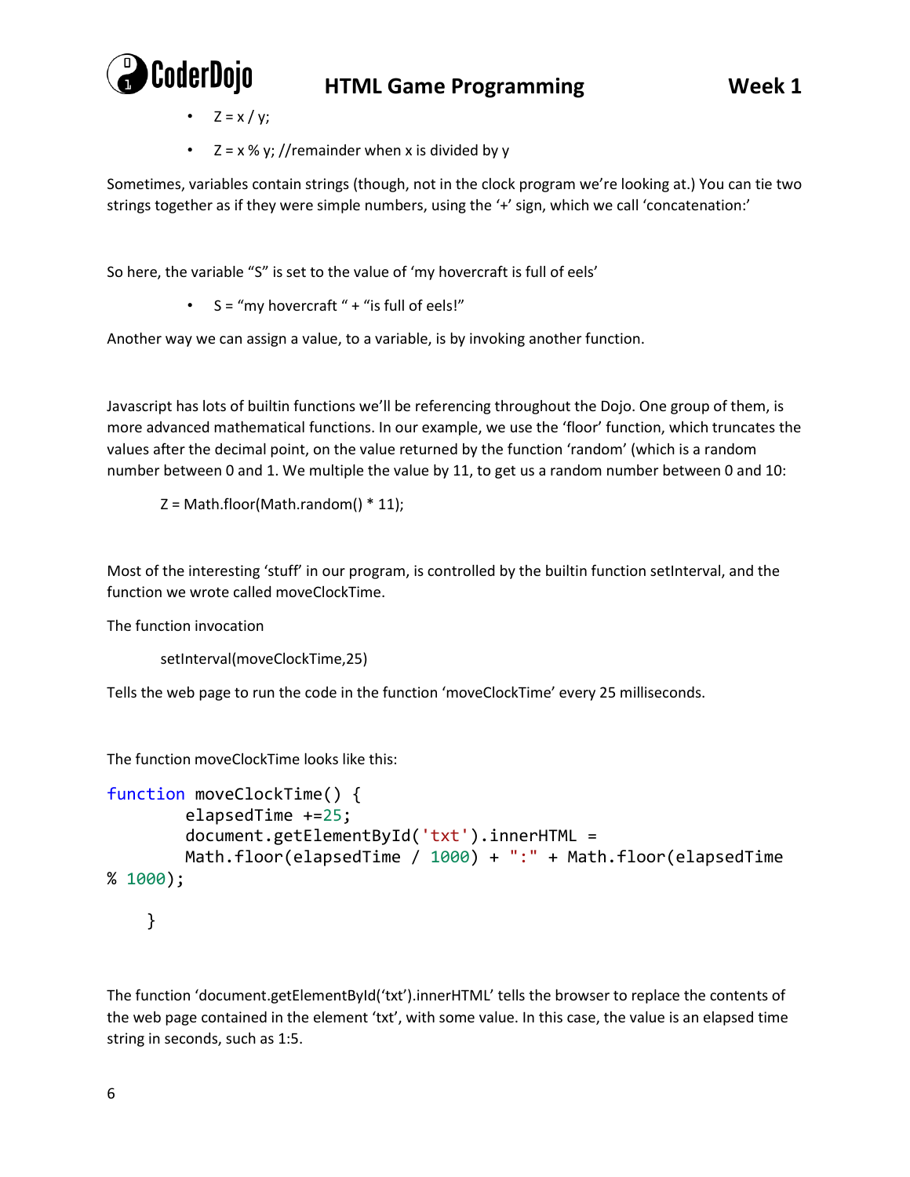- Z = x / y;
- Z = x % y; //remainder when x is divided by y

Sometimes, variables contain strings (though, not in the clock program we're looking at.) You can tie two strings together as if they were simple numbers, using the '+' sign, which we call 'concatenation:'

So here, the variable "S" is set to the value of 'my hovercraft is full of eels'

- S = "my hovercraft " + "is full of eels!"

Another way we can assign a value, to a variable, is by invoking another function.

Javascript has lots of builtin functions we'll be referencing throughout the Dojo. One group of them, is more advanced mathematical functions. In our example, we use the 'floor' function, which truncates the values after the decimal point, on the value returned by the function 'random' (which is a random number between 0 and 1. We multiple the value by 11, to get us a random number between 0 and 10:

```
Z = Math.floor(Math.random() * 11);
```

Most of the interesting 'stuff' in our program, is controlled by the builtin function setInterval, and the function we wrote called moveClockTime.

The function invocation

```
setInterval(moveClockTime,25)
```

Tells the web page to run the code in the function 'moveClockTime' every 25 milliseconds.

The function moveClockTime looks like this:

```
function moveClockTime() {
        elapsedTime +=25;
        document.getElementById('txt').innerHTML =
        Math.floor(elapsedTime / 1000) + ":" + Math.floor(elapsedTime
% 1000);

    }
```

The function 'document.getElementById('txt').innerHTML' tells the browser to replace the contents of the web page contained in the element 'txt', with some value. In this case, the value is an elapsed time string in seconds, such as 1:5.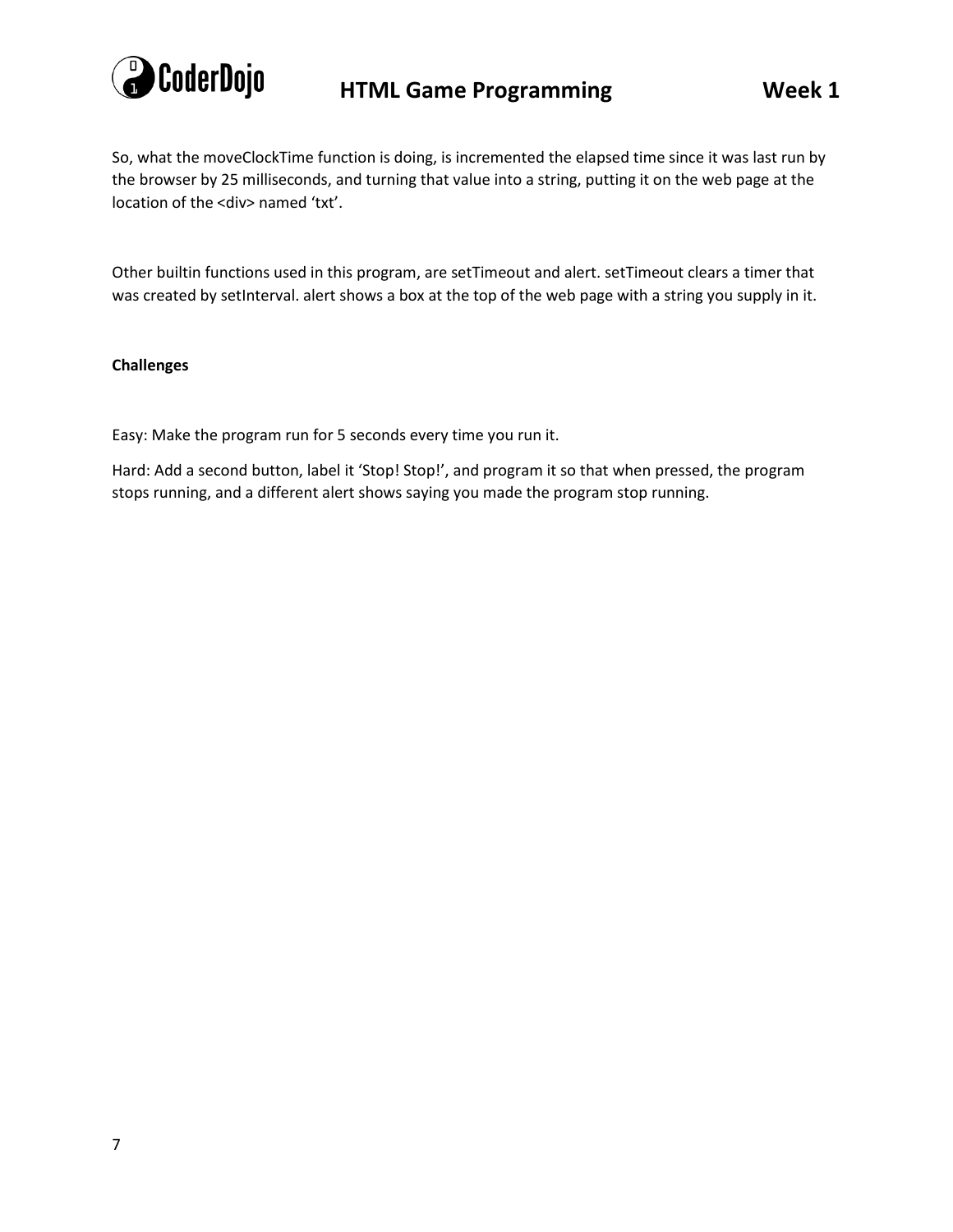So, what the moveClockTime function is doing, is incremented the elapsed time since it was last run by the browser by 25 milliseconds, and turning that value into a string, putting it on the web page at the location of the <div> named 'txt'.

Other builtin functions used in this program, are setTimeout and alert. setTimeout clears a timer that was created by setInterval. alert shows a box at the top of the web page with a string you supply in it.

**Challenges**

Easy: Make the program run for 5 seconds every time you run it.

Hard: Add a second button, label it 'Stop! Stop!', and program it so that when pressed, the program stops running, and a different alert shows saying you made the program stop running.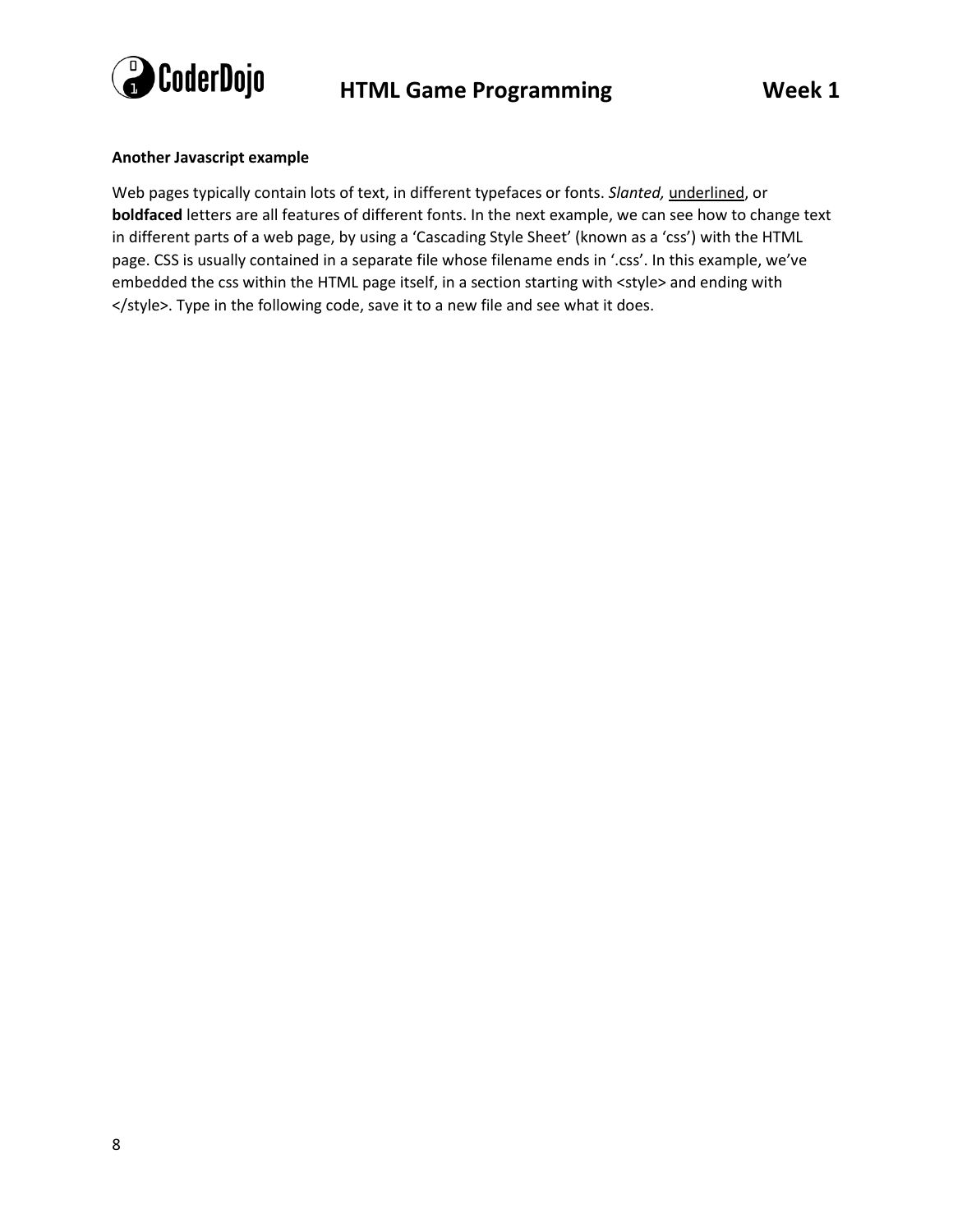**Another Javascript example**

Web pages typically contain lots of text, in different typefaces or fonts. *Slanted,* <u>underlined</u>, or **boldfaced** letters are all features of different fonts. In the next example, we can see how to change text in different parts of a web page, by using a 'Cascading Style Sheet' (known as a 'css') with the HTML page. CSS is usually contained in a separate file whose filename ends in '.css'. In this example, we've embedded the css within the HTML page itself, in a section starting with <style> and ending with </style>. Type in the following code, save it to a new file and see what it does.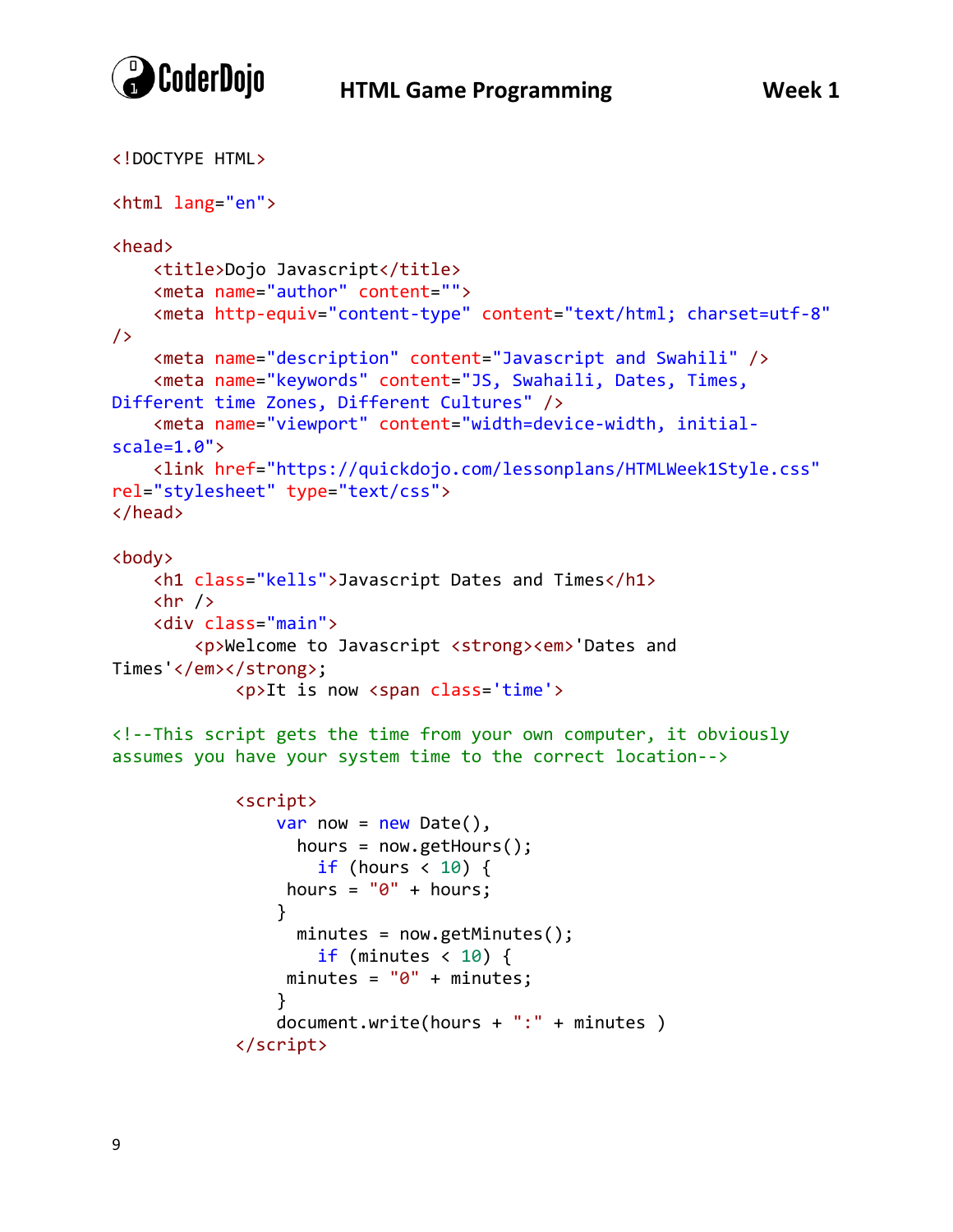```html
<!DOCTYPE HTML>

<html lang="en">

<head>
    <title>Dojo Javascript</title>
    <meta name="author" content="">
    <meta http-equiv="content-type" content="text/html; charset=utf-8"
/>
    <meta name="description" content="Javascript and Swahili" />
    <meta name="keywords" content="JS, Swahaili, Dates, Times,
Different time Zones, Different Cultures" />
    <meta name="viewport" content="width=device-width, initial-
scale=1.0">
    <link href="https://quickdojo.com/lessonplans/HTMLWeek1Style.css"
rel="stylesheet" type="text/css">
</head>

<body>
    <h1 class="kells">Javascript Dates and Times</h1>
    <hr />
    <div class="main">
        <p>Welcome to Javascript <strong><em>'Dates and
Times'</em></strong>;
            <p>It is now <span class='time'>

<!--This script gets the time from your own computer, it obviously
assumes you have your system time to the correct location-->

            <script>
                var now = new Date(),
                  hours = now.getHours();
                    if (hours < 10) {
                 hours = "0" + hours;
                }
                  minutes = now.getMinutes();
                    if (minutes < 10) {
                 minutes = "0" + minutes;
                }
                document.write(hours + ":" + minutes )
            </script>
```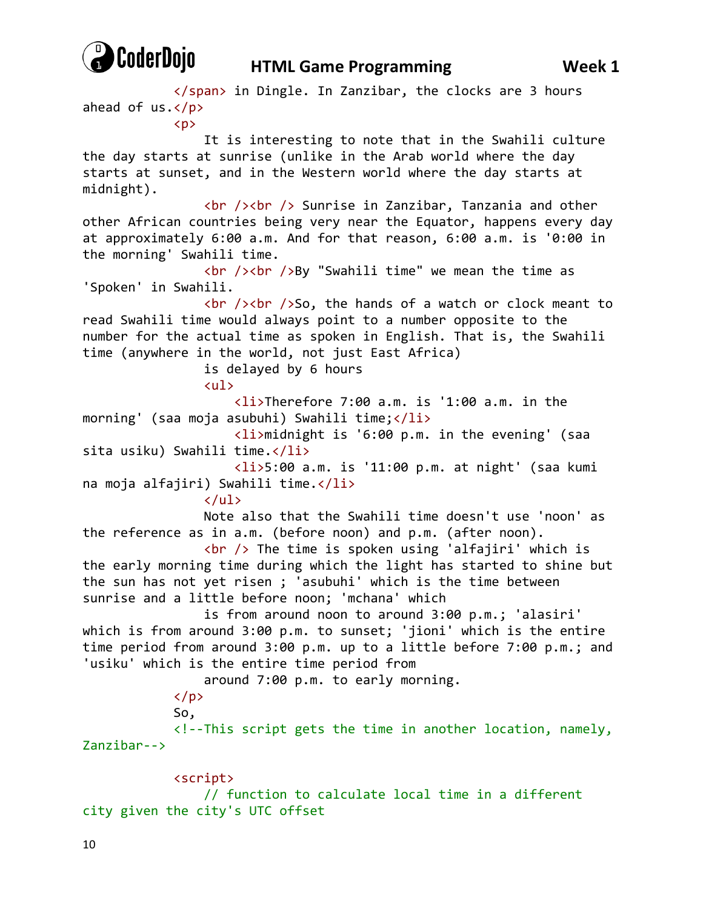```
        </span> in Dingle. In Zanzibar, the clocks are 3 hours ahead of us.</p>
        <p>
            It is interesting to note that in the Swahili culture the day starts at sunrise (unlike in the Arab world where the day starts at sunset, and in the Western world where the day starts at midnight).
            <br /><br /> Sunrise in Zanzibar, Tanzania and other other African countries being very near the Equator, happens every day at approximately 6:00 a.m. And for that reason, 6:00 a.m. is '0:00 in the morning' Swahili time.
            <br /><br />By "Swahili time" we mean the time as 'Spoken' in Swahili.
            <br /><br />So, the hands of a watch or clock meant to read Swahili time would always point to a number opposite to the number for the actual time as spoken in English. That is, the Swahili time (anywhere in the world, not just East Africa)
            is delayed by 6 hours
            <ul>
                <li>Therefore 7:00 a.m. is '1:00 a.m. in the morning' (saa moja asubuhi) Swahili time;</li>
                <li>midnight is '6:00 p.m. in the evening' (saa sita usiku) Swahili time.</li>
                <li>5:00 a.m. is '11:00 p.m. at night' (saa kumi na moja alfajiri) Swahili time.</li>
            </ul>
            Note also that the Swahili time doesn't use 'noon' as the reference as in a.m. (before noon) and p.m. (after noon).
            <br /> The time is spoken using 'alfajiri' which is the early morning time during which the light has started to shine but the sun has not yet risen ; 'asubuhi' which is the time between sunrise and a little before noon; 'mchana' which
            is from around noon to around 3:00 p.m.; 'alasiri' which is from around 3:00 p.m. to sunset; 'jioni' which is the entire time period from around 3:00 p.m. up to a little before 7:00 p.m.; and 'usiku' which is the entire time period from
            around 7:00 p.m. to early morning.
        </p>
        So,
        <!--This script gets the time in another location, namely, Zanzibar-->

        <script>
            // function to calculate local time in a different city given the city's UTC offset
```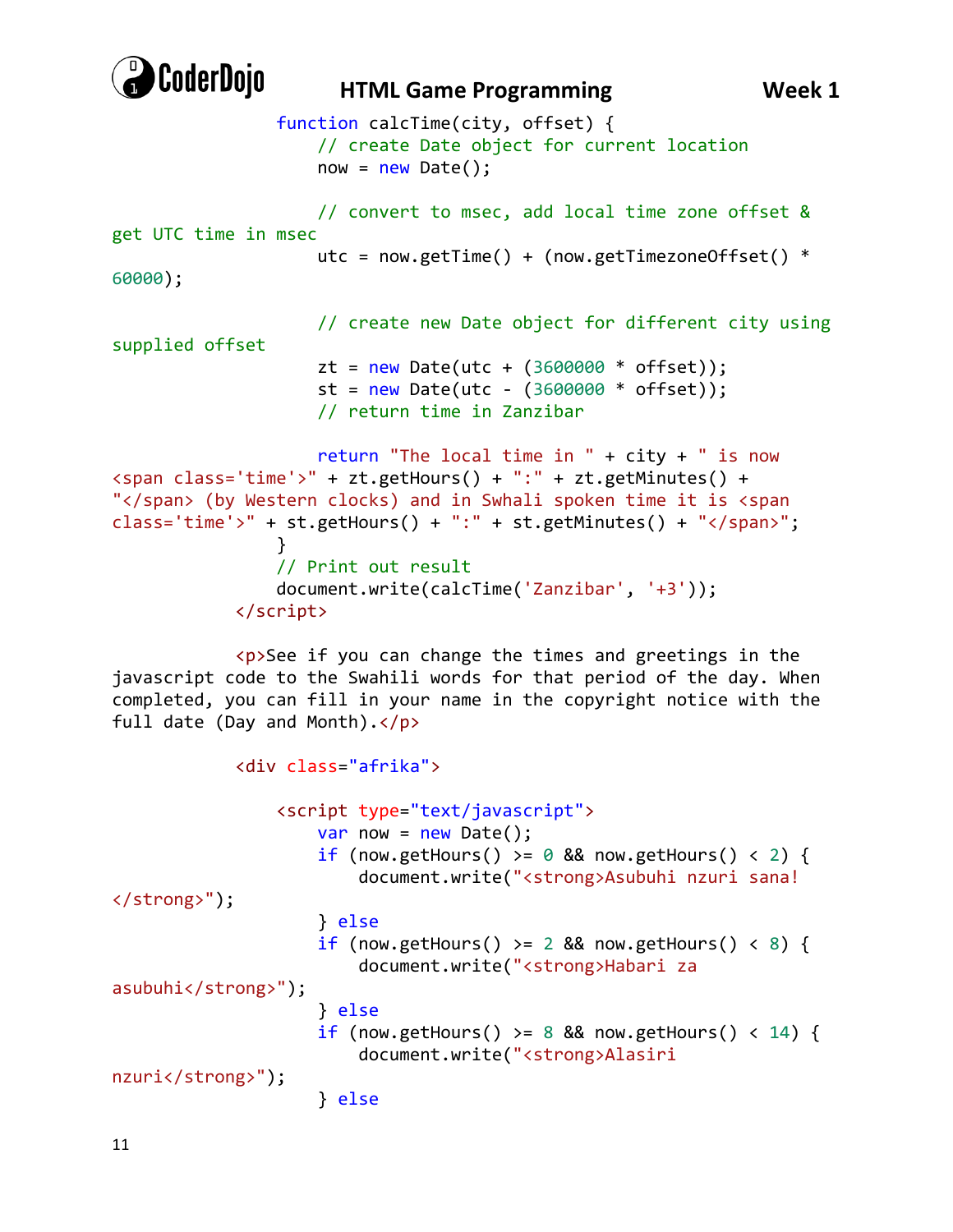```
                function calcTime(city, offset) {
                    // create Date object for current location
                    now = new Date();

                    // convert to msec, add local time zone offset & get UTC time in msec
                    utc = now.getTime() + (now.getTimezoneOffset() * 60000);

                    // create new Date object for different city using supplied offset
                    zt = new Date(utc + (3600000 * offset));
                    st = new Date(utc - (3600000 * offset));
                    // return time in Zanzibar

                    return "The local time in " + city + " is now <span class='time'>" + zt.getHours() + ":" + zt.getMinutes() + "</span> (by Western clocks) and in Swhali spoken time it is <span class='time'>" + st.getHours() + ":" + st.getMinutes() + "</span>";
                }
                // Print out result
                document.write(calcTime('Zanzibar', '+3'));
            </script>

            <p>See if you can change the times and greetings in the javascript code to the Swahili words for that period of the day. When completed, you can fill in your name in the copyright notice with the full date (Day and Month).</p>

            <div class="afrika">

                <script type="text/javascript">
                    var now = new Date();
                    if (now.getHours() >= 0 && now.getHours() < 2) {
                        document.write("<strong>Asubuhi nzuri sana!</strong>");
                    } else
                    if (now.getHours() >= 2 && now.getHours() < 8) {
                        document.write("<strong>Habari za asubuhi</strong>");
                    } else
                    if (now.getHours() >= 8 && now.getHours() < 14) {
                        document.write("<strong>Alasiri nzuri</strong>");
                    } else
```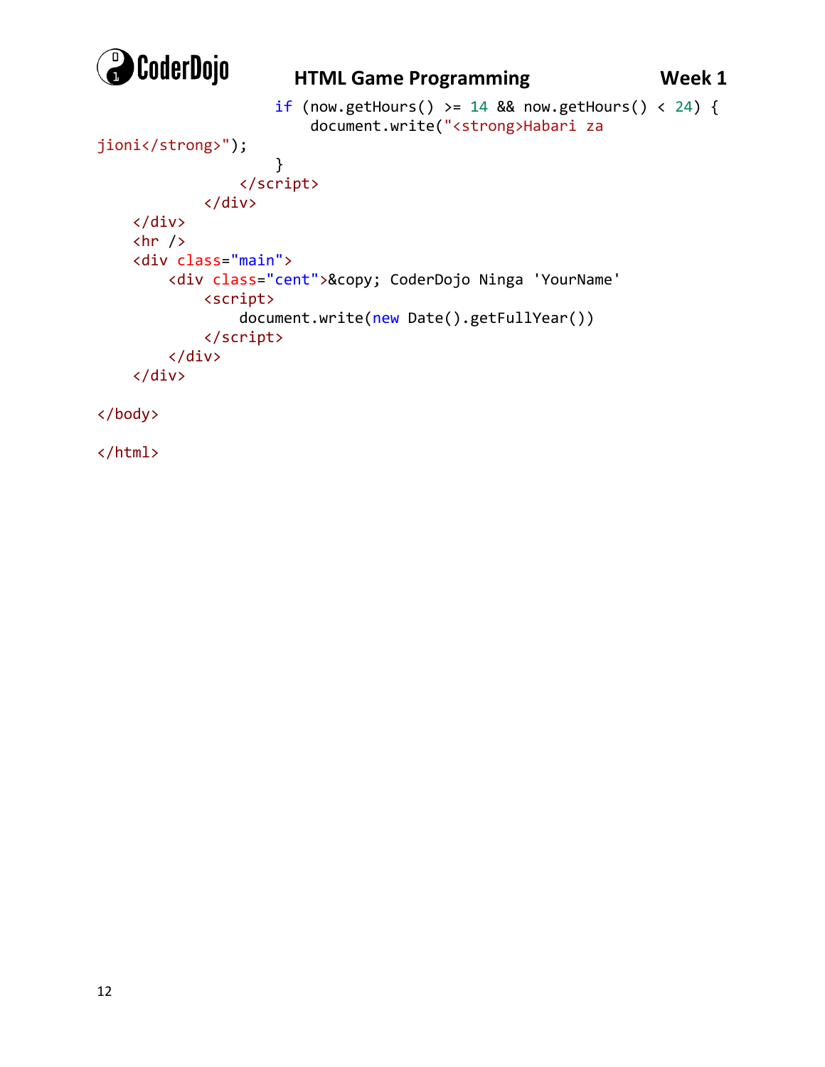```
                    if (now.getHours() >= 14 && now.getHours() < 24) {
                        document.write("<strong>Habari za
jioni</strong>");
                    }
                </script>
            </div>
    </div>
    <hr />
    <div class="main">
        <div class="cent">&copy; CoderDojo Ninga 'YourName'
            <script>
                document.write(new Date().getFullYear())
            </script>
        </div>
    </div>

</body>

</html>
```